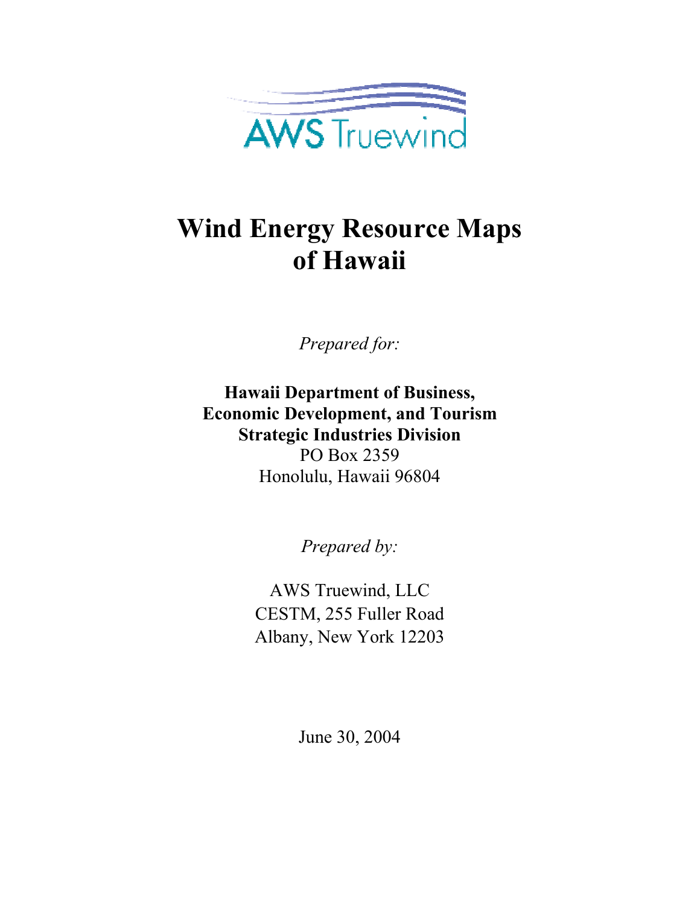AWS Truewind

# Wind Energy Resource Maps of Hawaii

*Prepared for:*

**Hawaii Department of Business, Economic Development, and Tourism Strategic Industries Division**
PO Box 2359
Honolulu, Hawaii 96804

*Prepared by:*

AWS Truewind, LLC
CESTM, 255 Fuller Road
Albany, New York 12203

June 30, 2004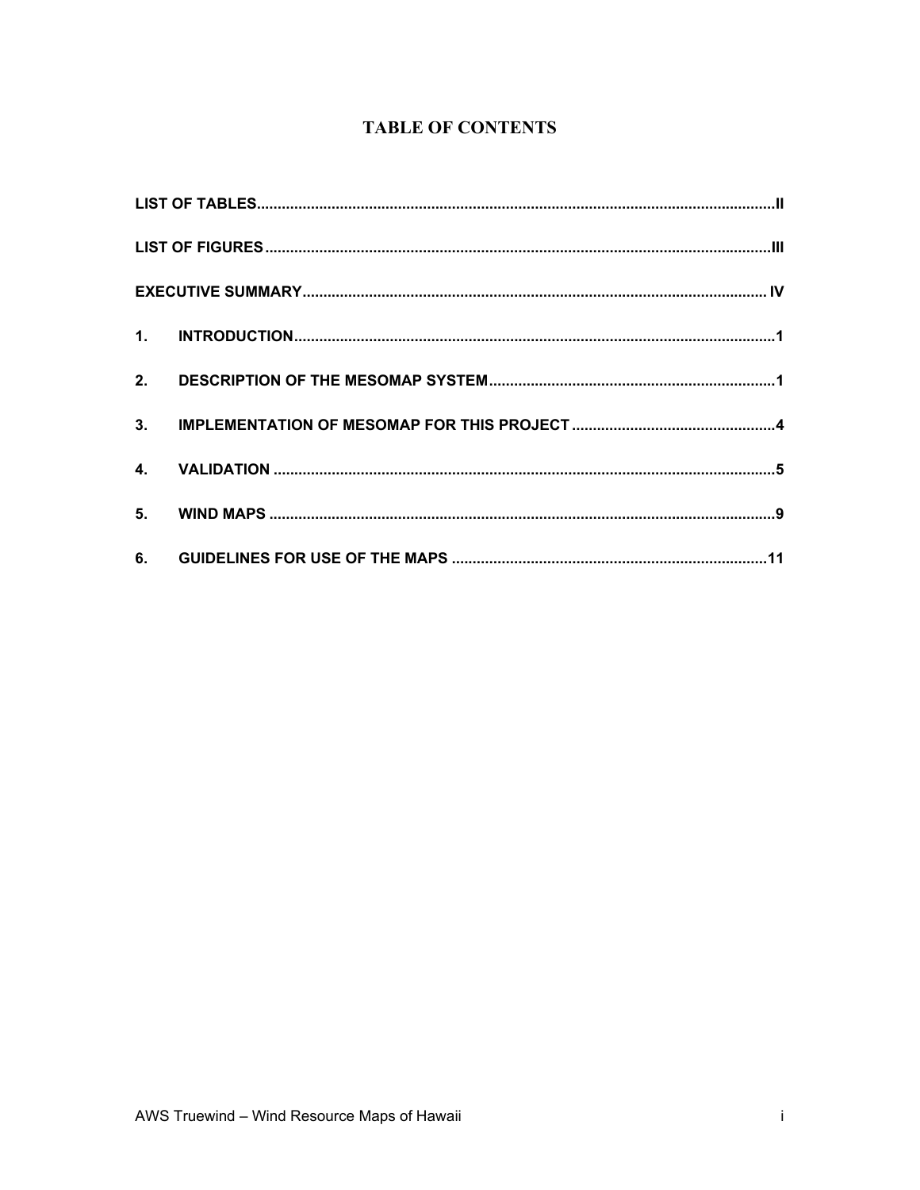# TABLE OF CONTENTS

| | |
|---|---|
| LIST OF TABLES | II |
| LIST OF FIGURES | III |
| EXECUTIVE SUMMARY | IV |
| 1. INTRODUCTION | 1 |
| 2. DESCRIPTION OF THE MESOMAP SYSTEM | 1 |
| 3. IMPLEMENTATION OF MESOMAP FOR THIS PROJECT | 4 |
| 4. VALIDATION | 5 |
| 5. WIND MAPS | 9 |
| 6. GUIDELINES FOR USE OF THE MAPS | 11 |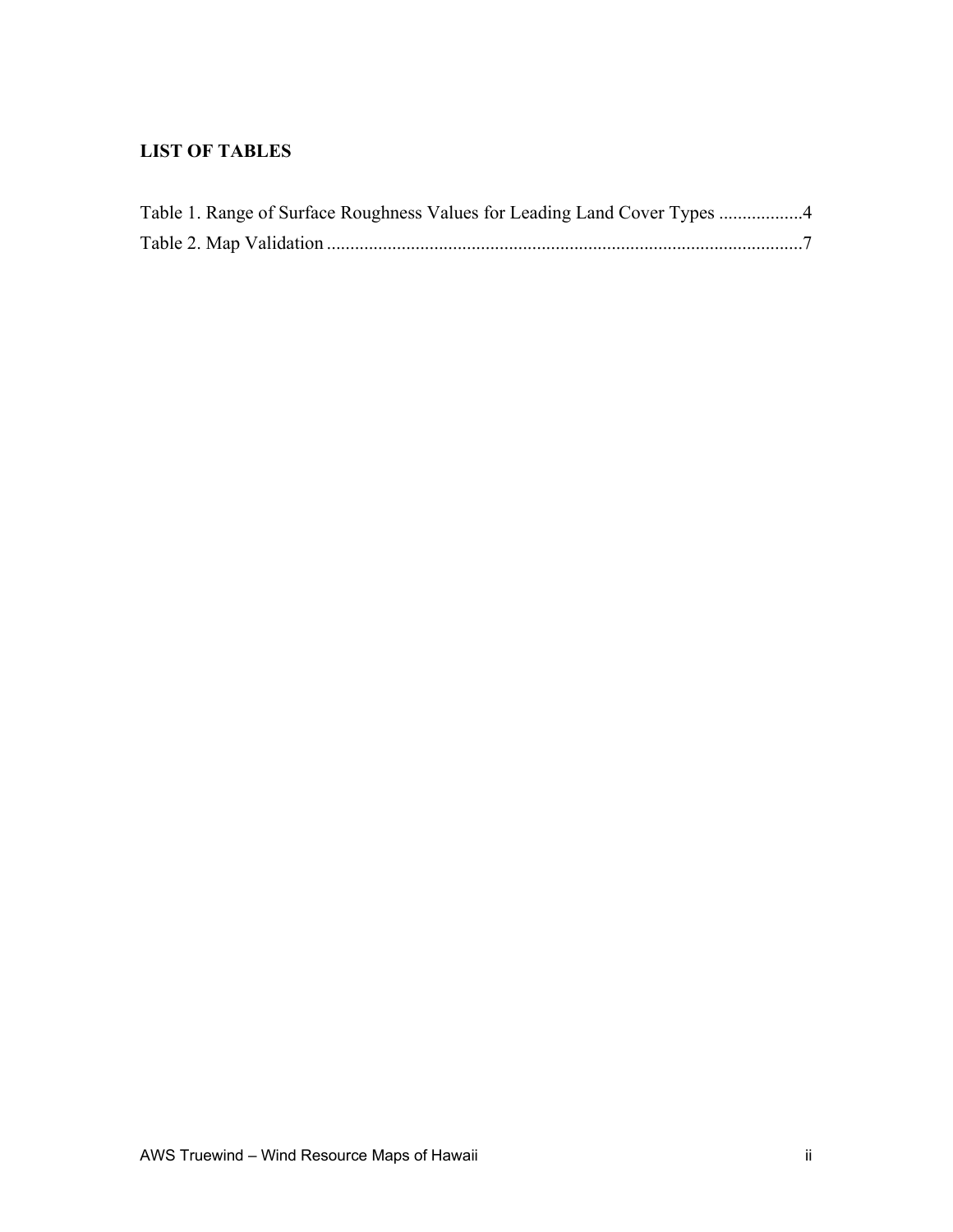## LIST OF TABLES

Table 1. Range of Surface Roughness Values for Leading Land Cover Types .................4
Table 2. Map Validation .....................................................................................................7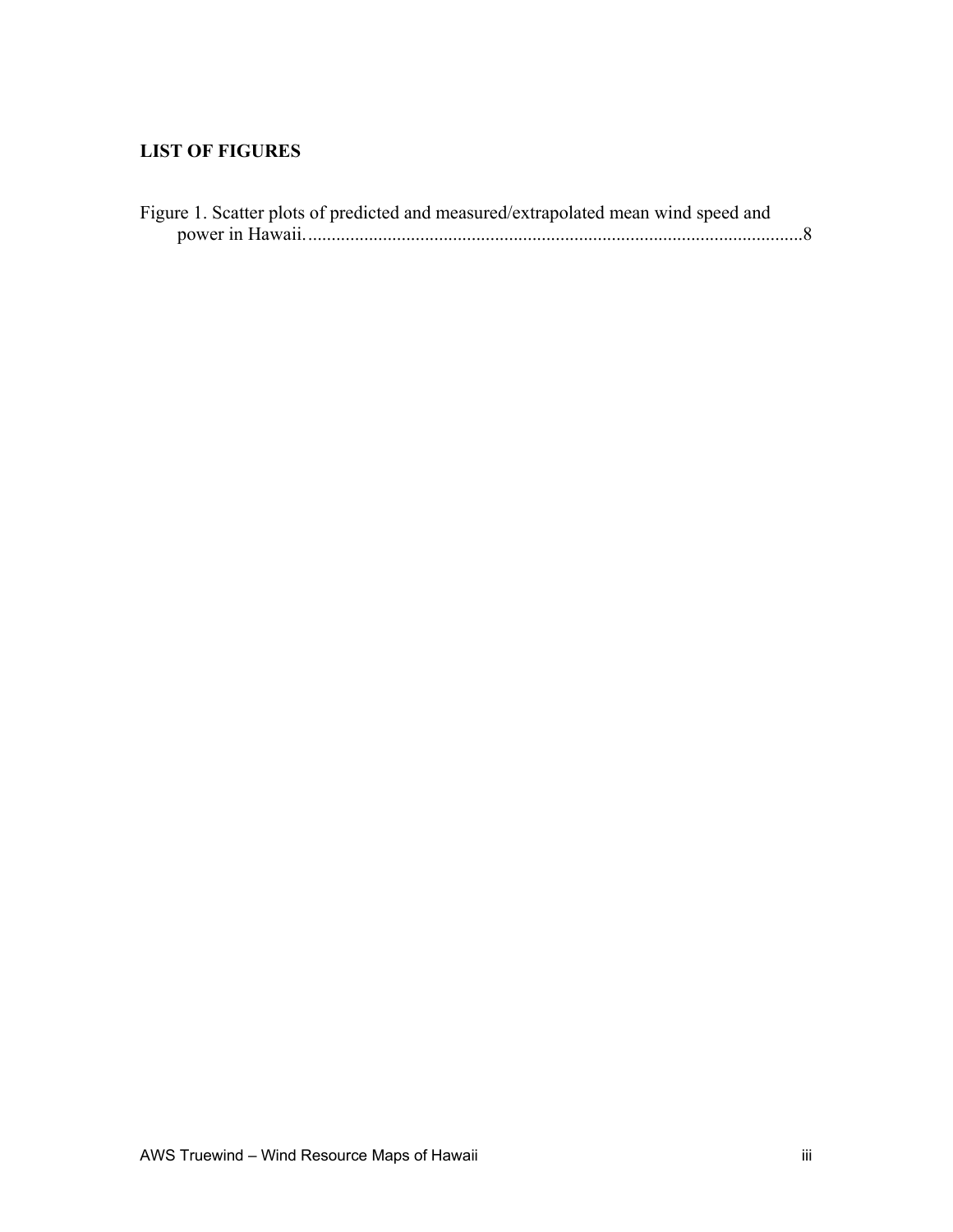## LIST OF FIGURES

Figure 1. Scatter plots of predicted and measured/extrapolated mean wind speed and power in Hawaii. ........................................................................................................8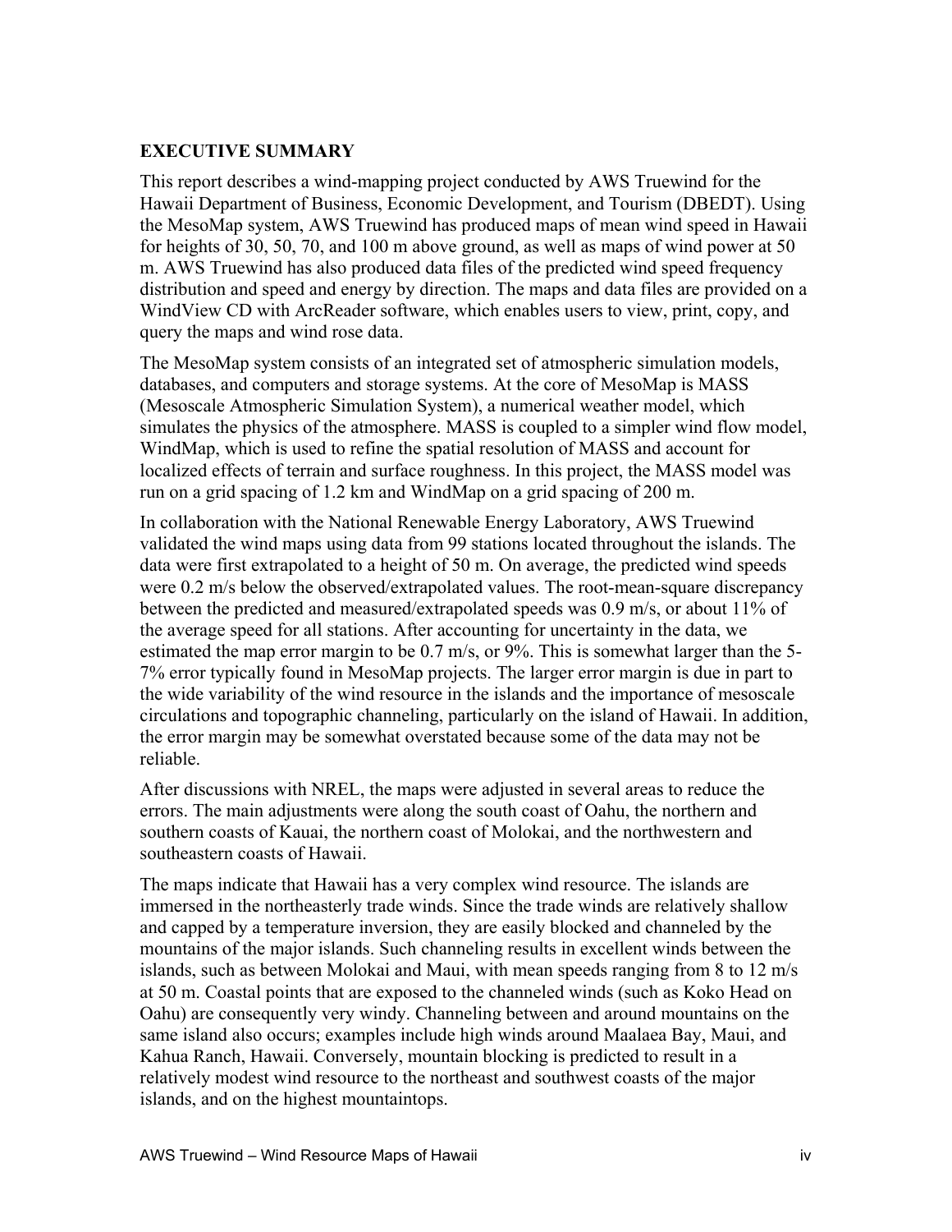## EXECUTIVE SUMMARY

This report describes a wind-mapping project conducted by AWS Truewind for the Hawaii Department of Business, Economic Development, and Tourism (DBEDT). Using the MesoMap system, AWS Truewind has produced maps of mean wind speed in Hawaii for heights of 30, 50, 70, and 100 m above ground, as well as maps of wind power at 50 m. AWS Truewind has also produced data files of the predicted wind speed frequency distribution and speed and energy by direction. The maps and data files are provided on a WindView CD with ArcReader software, which enables users to view, print, copy, and query the maps and wind rose data.

The MesoMap system consists of an integrated set of atmospheric simulation models, databases, and computers and storage systems. At the core of MesoMap is MASS (Mesoscale Atmospheric Simulation System), a numerical weather model, which simulates the physics of the atmosphere. MASS is coupled to a simpler wind flow model, WindMap, which is used to refine the spatial resolution of MASS and account for localized effects of terrain and surface roughness. In this project, the MASS model was run on a grid spacing of 1.2 km and WindMap on a grid spacing of 200 m.

In collaboration with the National Renewable Energy Laboratory, AWS Truewind validated the wind maps using data from 99 stations located throughout the islands. The data were first extrapolated to a height of 50 m. On average, the predicted wind speeds were 0.2 m/s below the observed/extrapolated values. The root-mean-square discrepancy between the predicted and measured/extrapolated speeds was 0.9 m/s, or about 11% of the average speed for all stations. After accounting for uncertainty in the data, we estimated the map error margin to be 0.7 m/s, or 9%. This is somewhat larger than the 5-7% error typically found in MesoMap projects. The larger error margin is due in part to the wide variability of the wind resource in the islands and the importance of mesoscale circulations and topographic channeling, particularly on the island of Hawaii. In addition, the error margin may be somewhat overstated because some of the data may not be reliable.

After discussions with NREL, the maps were adjusted in several areas to reduce the errors. The main adjustments were along the south coast of Oahu, the northern and southern coasts of Kauai, the northern coast of Molokai, and the northwestern and southeastern coasts of Hawaii.

The maps indicate that Hawaii has a very complex wind resource. The islands are immersed in the northeasterly trade winds. Since the trade winds are relatively shallow and capped by a temperature inversion, they are easily blocked and channeled by the mountains of the major islands. Such channeling results in excellent winds between the islands, such as between Molokai and Maui, with mean speeds ranging from 8 to 12 m/s at 50 m. Coastal points that are exposed to the channeled winds (such as Koko Head on Oahu) are consequently very windy. Channeling between and around mountains on the same island also occurs; examples include high winds around Maalaea Bay, Maui, and Kahua Ranch, Hawaii. Conversely, mountain blocking is predicted to result in a relatively modest wind resource to the northeast and southwest coasts of the major islands, and on the highest mountaintops.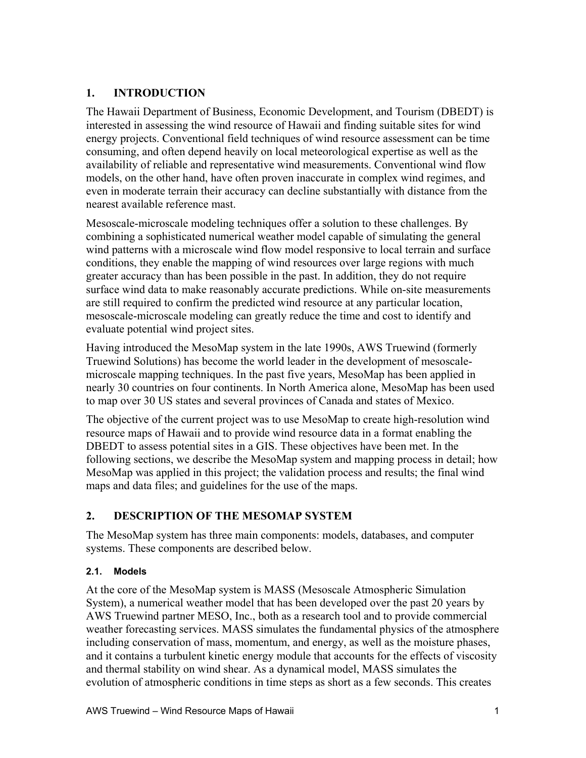## 1. INTRODUCTION

The Hawaii Department of Business, Economic Development, and Tourism (DBEDT) is interested in assessing the wind resource of Hawaii and finding suitable sites for wind energy projects. Conventional field techniques of wind resource assessment can be time consuming, and often depend heavily on local meteorological expertise as well as the availability of reliable and representative wind measurements. Conventional wind flow models, on the other hand, have often proven inaccurate in complex wind regimes, and even in moderate terrain their accuracy can decline substantially with distance from the nearest available reference mast.

Mesoscale-microscale modeling techniques offer a solution to these challenges. By combining a sophisticated numerical weather model capable of simulating the general wind patterns with a microscale wind flow model responsive to local terrain and surface conditions, they enable the mapping of wind resources over large regions with much greater accuracy than has been possible in the past. In addition, they do not require surface wind data to make reasonably accurate predictions. While on-site measurements are still required to confirm the predicted wind resource at any particular location, mesoscale-microscale modeling can greatly reduce the time and cost to identify and evaluate potential wind project sites.

Having introduced the MesoMap system in the late 1990s, AWS Truewind (formerly Truewind Solutions) has become the world leader in the development of mesoscale-microscale mapping techniques. In the past five years, MesoMap has been applied in nearly 30 countries on four continents. In North America alone, MesoMap has been used to map over 30 US states and several provinces of Canada and states of Mexico.

The objective of the current project was to use MesoMap to create high-resolution wind resource maps of Hawaii and to provide wind resource data in a format enabling the DBEDT to assess potential sites in a GIS. These objectives have been met. In the following sections, we describe the MesoMap system and mapping process in detail; how MesoMap was applied in this project; the validation process and results; the final wind maps and data files; and guidelines for the use of the maps.

## 2. DESCRIPTION OF THE MESOMAP SYSTEM

The MesoMap system has three main components: models, databases, and computer systems. These components are described below.

### 2.1. Models

At the core of the MesoMap system is MASS (Mesoscale Atmospheric Simulation System), a numerical weather model that has been developed over the past 20 years by AWS Truewind partner MESO, Inc., both as a research tool and to provide commercial weather forecasting services. MASS simulates the fundamental physics of the atmosphere including conservation of mass, momentum, and energy, as well as the moisture phases, and it contains a turbulent kinetic energy module that accounts for the effects of viscosity and thermal stability on wind shear. As a dynamical model, MASS simulates the evolution of atmospheric conditions in time steps as short as a few seconds. This creates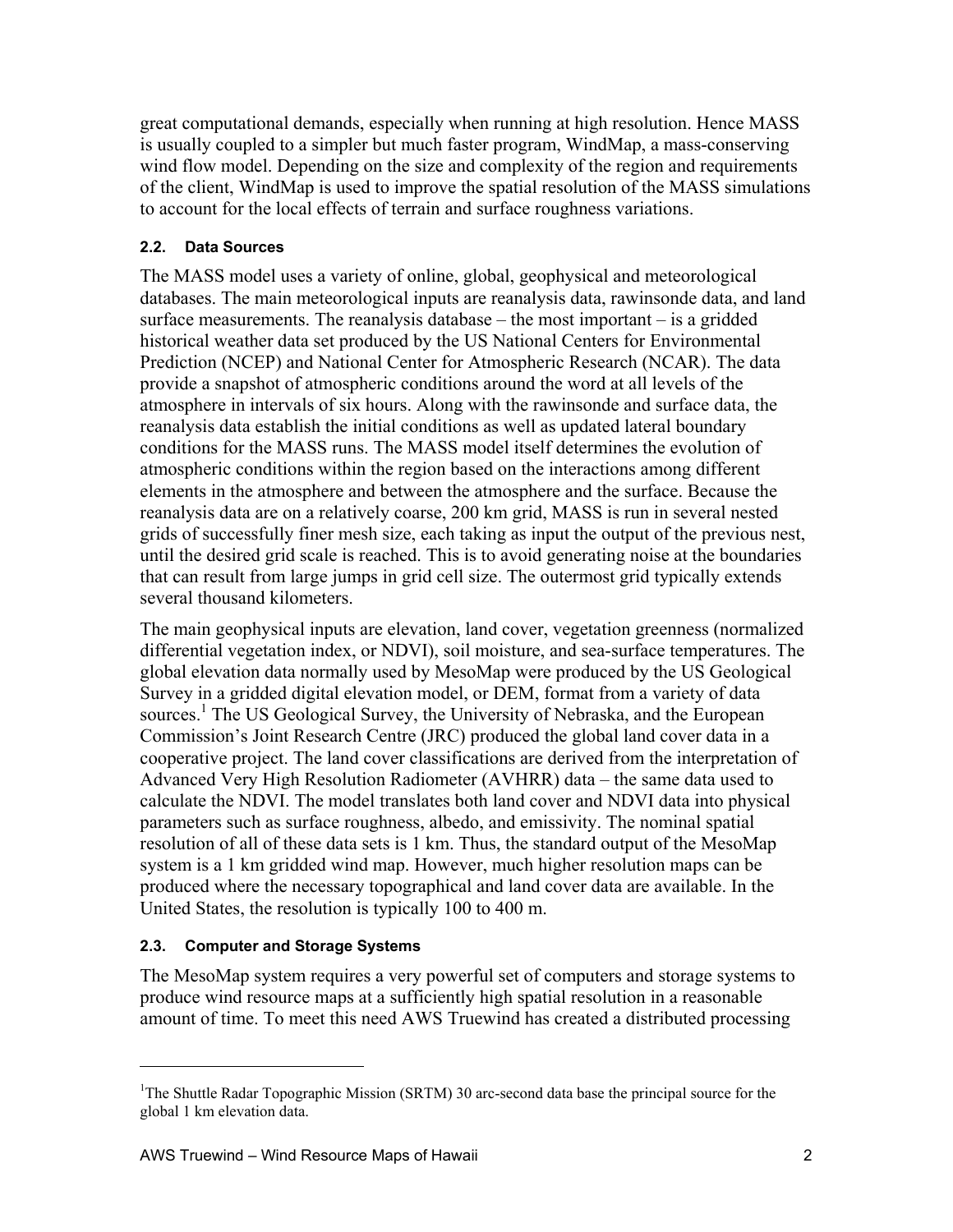great computational demands, especially when running at high resolution. Hence MASS is usually coupled to a simpler but much faster program, WindMap, a mass-conserving wind flow model. Depending on the size and complexity of the region and requirements of the client, WindMap is used to improve the spatial resolution of the MASS simulations to account for the local effects of terrain and surface roughness variations.

### 2.2. Data Sources

The MASS model uses a variety of online, global, geophysical and meteorological databases. The main meteorological inputs are reanalysis data, rawinsonde data, and land surface measurements. The reanalysis database – the most important – is a gridded historical weather data set produced by the US National Centers for Environmental Prediction (NCEP) and National Center for Atmospheric Research (NCAR). The data provide a snapshot of atmospheric conditions around the word at all levels of the atmosphere in intervals of six hours. Along with the rawinsonde and surface data, the reanalysis data establish the initial conditions as well as updated lateral boundary conditions for the MASS runs. The MASS model itself determines the evolution of atmospheric conditions within the region based on the interactions among different elements in the atmosphere and between the atmosphere and the surface. Because the reanalysis data are on a relatively coarse, 200 km grid, MASS is run in several nested grids of successfully finer mesh size, each taking as input the output of the previous nest, until the desired grid scale is reached. This is to avoid generating noise at the boundaries that can result from large jumps in grid cell size. The outermost grid typically extends several thousand kilometers.

The main geophysical inputs are elevation, land cover, vegetation greenness (normalized differential vegetation index, or NDVI), soil moisture, and sea-surface temperatures. The global elevation data normally used by MesoMap were produced by the US Geological Survey in a gridded digital elevation model, or DEM, format from a variety of data sources.[1] The US Geological Survey, the University of Nebraska, and the European Commission's Joint Research Centre (JRC) produced the global land cover data in a cooperative project. The land cover classifications are derived from the interpretation of Advanced Very High Resolution Radiometer (AVHRR) data – the same data used to calculate the NDVI. The model translates both land cover and NDVI data into physical parameters such as surface roughness, albedo, and emissivity. The nominal spatial resolution of all of these data sets is 1 km. Thus, the standard output of the MesoMap system is a 1 km gridded wind map. However, much higher resolution maps can be produced where the necessary topographical and land cover data are available. In the United States, the resolution is typically 100 to 400 m.

### 2.3. Computer and Storage Systems

The MesoMap system requires a very powerful set of computers and storage systems to produce wind resource maps at a sufficiently high spatial resolution in a reasonable amount of time. To meet this need AWS Truewind has created a distributed processing

---

[1] The Shuttle Radar Topographic Mission (SRTM) 30 arc-second data base the principal source for the global 1 km elevation data.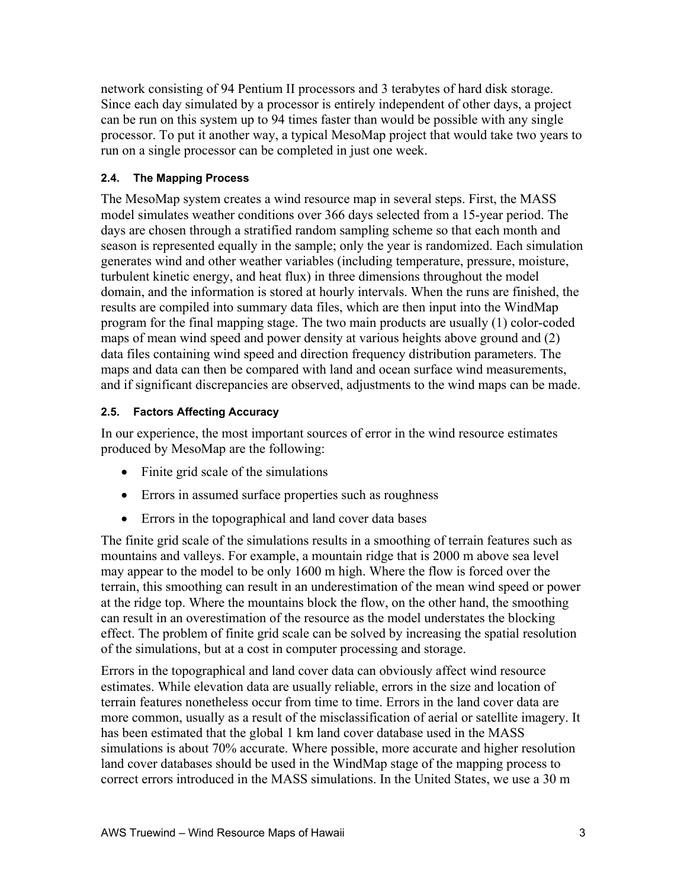network consisting of 94 Pentium II processors and 3 terabytes of hard disk storage. Since each day simulated by a processor is entirely independent of other days, a project can be run on this system up to 94 times faster than would be possible with any single processor. To put it another way, a typical MesoMap project that would take two years to run on a single processor can be completed in just one week.

### 2.4. The Mapping Process

The MesoMap system creates a wind resource map in several steps. First, the MASS model simulates weather conditions over 366 days selected from a 15-year period. The days are chosen through a stratified random sampling scheme so that each month and season is represented equally in the sample; only the year is randomized. Each simulation generates wind and other weather variables (including temperature, pressure, moisture, turbulent kinetic energy, and heat flux) in three dimensions throughout the model domain, and the information is stored at hourly intervals. When the runs are finished, the results are compiled into summary data files, which are then input into the WindMap program for the final mapping stage. The two main products are usually (1) color-coded maps of mean wind speed and power density at various heights above ground and (2) data files containing wind speed and direction frequency distribution parameters. The maps and data can then be compared with land and ocean surface wind measurements, and if significant discrepancies are observed, adjustments to the wind maps can be made.

### 2.5. Factors Affecting Accuracy

In our experience, the most important sources of error in the wind resource estimates produced by MesoMap are the following:

- Finite grid scale of the simulations
- Errors in assumed surface properties such as roughness
- Errors in the topographical and land cover data bases

The finite grid scale of the simulations results in a smoothing of terrain features such as mountains and valleys. For example, a mountain ridge that is 2000 m above sea level may appear to the model to be only 1600 m high. Where the flow is forced over the terrain, this smoothing can result in an underestimation of the mean wind speed or power at the ridge top. Where the mountains block the flow, on the other hand, the smoothing can result in an overestimation of the resource as the model understates the blocking effect. The problem of finite grid scale can be solved by increasing the spatial resolution of the simulations, but at a cost in computer processing and storage.

Errors in the topographical and land cover data can obviously affect wind resource estimates. While elevation data are usually reliable, errors in the size and location of terrain features nonetheless occur from time to time. Errors in the land cover data are more common, usually as a result of the misclassification of aerial or satellite imagery. It has been estimated that the global 1 km land cover database used in the MASS simulations is about 70% accurate. Where possible, more accurate and higher resolution land cover databases should be used in the WindMap stage of the mapping process to correct errors introduced in the MASS simulations. In the United States, we use a 30 m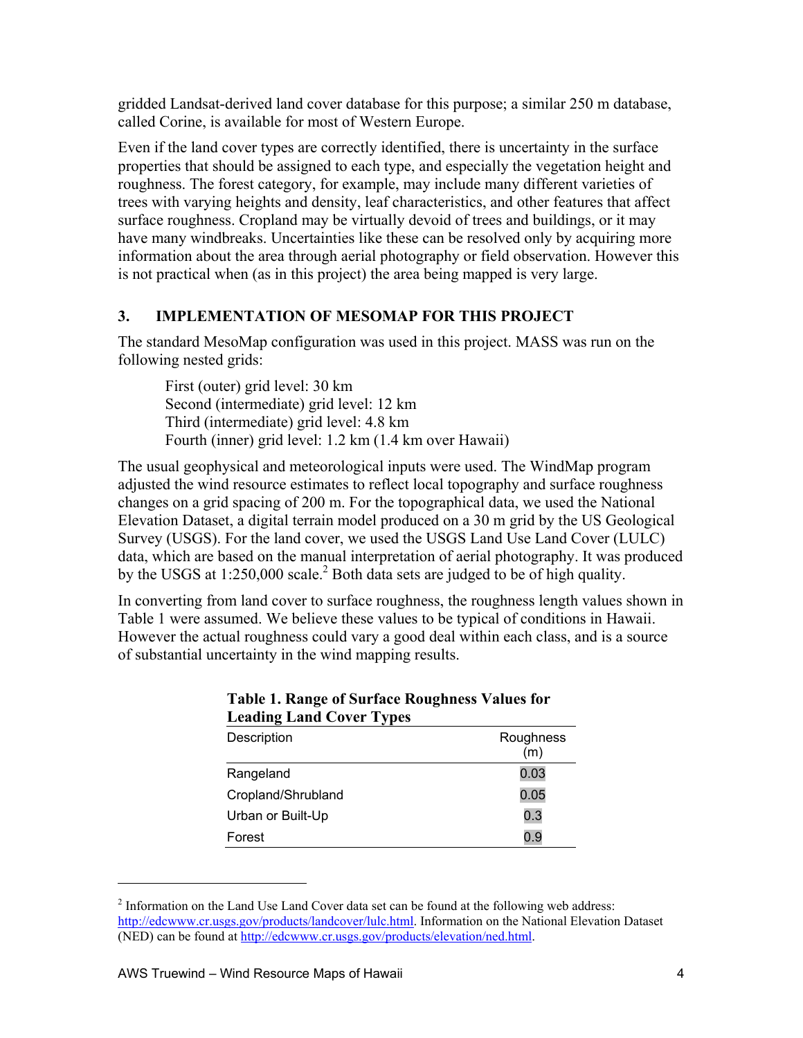gridded Landsat-derived land cover database for this purpose; a similar 250 m database, called Corine, is available for most of Western Europe.

Even if the land cover types are correctly identified, there is uncertainty in the surface properties that should be assigned to each type, and especially the vegetation height and roughness. The forest category, for example, may include many different varieties of trees with varying heights and density, leaf characteristics, and other features that affect surface roughness. Cropland may be virtually devoid of trees and buildings, or it may have many windbreaks. Uncertainties like these can be resolved only by acquiring more information about the area through aerial photography or field observation. However this is not practical when (as in this project) the area being mapped is very large.

## 3. IMPLEMENTATION OF MESOMAP FOR THIS PROJECT

The standard MesoMap configuration was used in this project. MASS was run on the following nested grids:

First (outer) grid level: 30 km
Second (intermediate) grid level: 12 km
Third (intermediate) grid level: 4.8 km
Fourth (inner) grid level: 1.2 km (1.4 km over Hawaii)

The usual geophysical and meteorological inputs were used. The WindMap program adjusted the wind resource estimates to reflect local topography and surface roughness changes on a grid spacing of 200 m. For the topographical data, we used the National Elevation Dataset, a digital terrain model produced on a 30 m grid by the US Geological Survey (USGS). For the land cover, we used the USGS Land Use Land Cover (LULC) data, which are based on the manual interpretation of aerial photography. It was produced by the USGS at 1:250,000 scale.[2] Both data sets are judged to be of high quality.

In converting from land cover to surface roughness, the roughness length values shown in Table 1 were assumed. We believe these values to be typical of conditions in Hawaii. However the actual roughness could vary a good deal within each class, and is a source of substantial uncertainty in the wind mapping results.

**Table 1. Range of Surface Roughness Values for Leading Land Cover Types**

| Description | Roughness (m) |
|---|---|
| Rangeland | 0.03 |
| Cropland/Shrubland | 0.05 |
| Urban or Built-Up | 0.3 |
| Forest | 0.9 |

[2] Information on the Land Use Land Cover data set can be found at the following web address: http://edcwww.cr.usgs.gov/products/landcover/lulc.html. Information on the National Elevation Dataset (NED) can be found at http://edcwww.cr.usgs.gov/products/elevation/ned.html.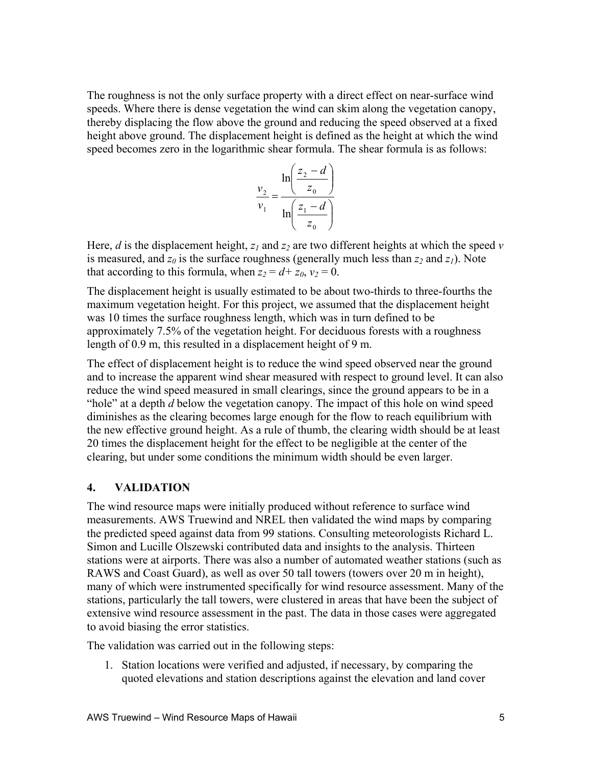The roughness is not the only surface property with a direct effect on near-surface wind speeds. Where there is dense vegetation the wind can skim along the vegetation canopy, thereby displacing the flow above the ground and reducing the speed observed at a fixed height above ground. The displacement height is defined as the height at which the wind speed becomes zero in the logarithmic shear formula. The shear formula is as follows:

$$\frac{v_2}{v_1} = \frac{\ln\left(\frac{z_2 - d}{z_0}\right)}{\ln\left(\frac{z_1 - d}{z_0}\right)}$$

Here, $d$ is the displacement height, $z_1$ and $z_2$ are two different heights at which the speed $v$ is measured, and $z_0$ is the surface roughness (generally much less than $z_2$ and $z_1$). Note that according to this formula, when $z_2 = d + z_0$, $v_2 = 0$.

The displacement height is usually estimated to be about two-thirds to three-fourths the maximum vegetation height. For this project, we assumed that the displacement height was 10 times the surface roughness length, which was in turn defined to be approximately 7.5% of the vegetation height. For deciduous forests with a roughness length of 0.9 m, this resulted in a displacement height of 9 m.

The effect of displacement height is to reduce the wind speed observed near the ground and to increase the apparent wind shear measured with respect to ground level. It can also reduce the wind speed measured in small clearings, since the ground appears to be in a "hole" at a depth $d$ below the vegetation canopy. The impact of this hole on wind speed diminishes as the clearing becomes large enough for the flow to reach equilibrium with the new effective ground height. As a rule of thumb, the clearing width should be at least 20 times the displacement height for the effect to be negligible at the center of the clearing, but under some conditions the minimum width should be even larger.

## 4. VALIDATION

The wind resource maps were initially produced without reference to surface wind measurements. AWS Truewind and NREL then validated the wind maps by comparing the predicted speed against data from 99 stations. Consulting meteorologists Richard L. Simon and Lucille Olszewski contributed data and insights to the analysis. Thirteen stations were at airports. There was also a number of automated weather stations (such as RAWS and Coast Guard), as well as over 50 tall towers (towers over 20 m in height), many of which were instrumented specifically for wind resource assessment. Many of the stations, particularly the tall towers, were clustered in areas that have been the subject of extensive wind resource assessment in the past. The data in those cases were aggregated to avoid biasing the error statistics.

The validation was carried out in the following steps:

1. Station locations were verified and adjusted, if necessary, by comparing the quoted elevations and station descriptions against the elevation and land cover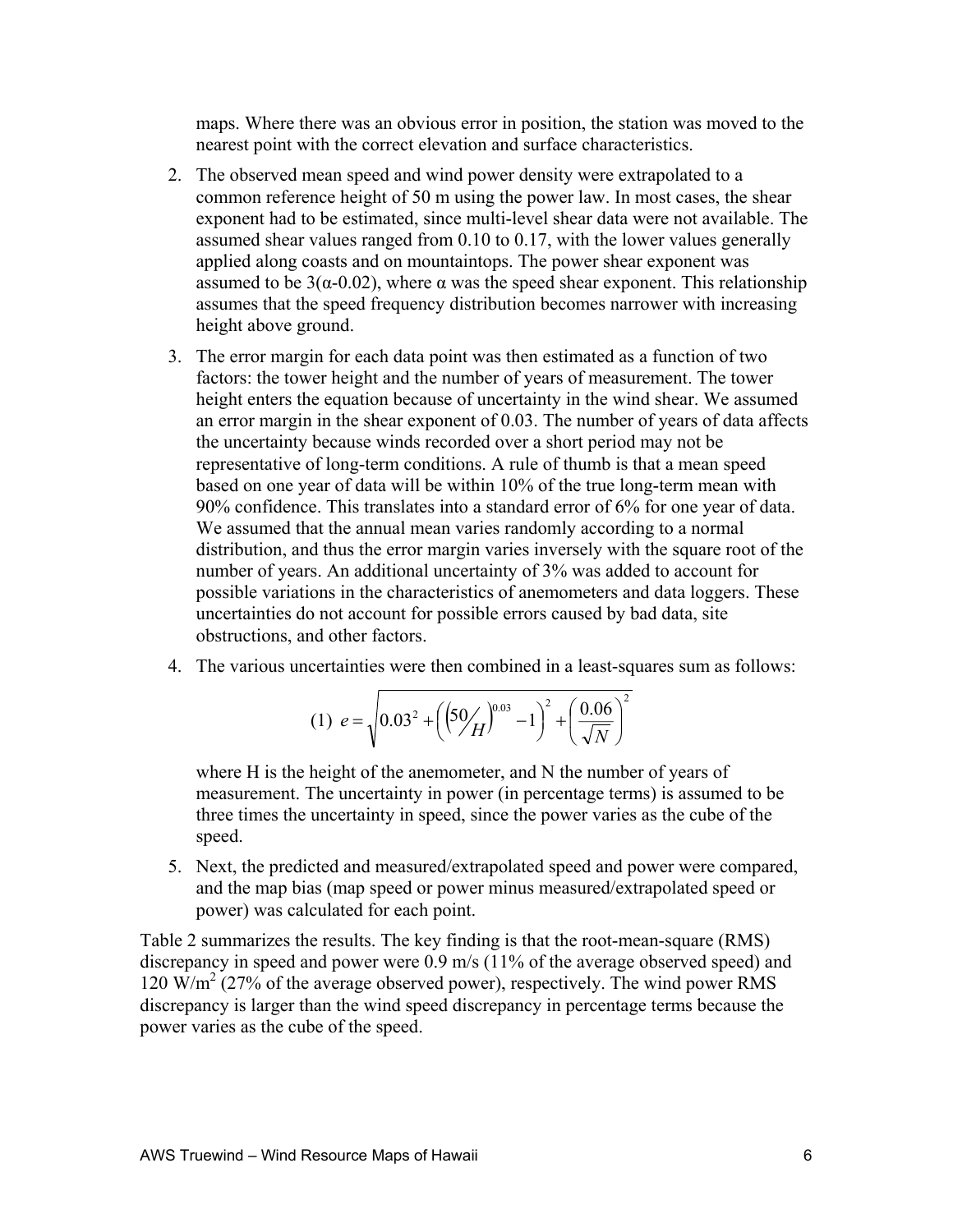maps. Where there was an obvious error in position, the station was moved to the nearest point with the correct elevation and surface characteristics.

2. The observed mean speed and wind power density were extrapolated to a common reference height of 50 m using the power law. In most cases, the shear exponent had to be estimated, since multi-level shear data were not available. The assumed shear values ranged from 0.10 to 0.17, with the lower values generally applied along coasts and on mountaintops. The power shear exponent was assumed to be $3(\alpha-0.02)$, where $\alpha$ was the speed shear exponent. This relationship assumes that the speed frequency distribution becomes narrower with increasing height above ground.

3. The error margin for each data point was then estimated as a function of two factors: the tower height and the number of years of measurement. The tower height enters the equation because of uncertainty in the wind shear. We assumed an error margin in the shear exponent of 0.03. The number of years of data affects the uncertainty because winds recorded over a short period may not be representative of long-term conditions. A rule of thumb is that a mean speed based on one year of data will be within 10% of the true long-term mean with 90% confidence. This translates into a standard error of 6% for one year of data. We assumed that the annual mean varies randomly according to a normal distribution, and thus the error margin varies inversely with the square root of the number of years. An additional uncertainty of 3% was added to account for possible variations in the characteristics of anemometers and data loggers. These uncertainties do not account for possible errors caused by bad data, site obstructions, and other factors.

4. The various uncertainties were then combined in a least-squares sum as follows:

$$(1)\ e = \sqrt{0.03^2 + \left(\left(50/H\right)^{0.03} - 1\right)^2 + \left(\frac{0.06}{\sqrt{N}}\right)^2}$$

   where H is the height of the anemometer, and N the number of years of measurement. The uncertainty in power (in percentage terms) is assumed to be three times the uncertainty in speed, since the power varies as the cube of the speed.

5. Next, the predicted and measured/extrapolated speed and power were compared, and the map bias (map speed or power minus measured/extrapolated speed or power) was calculated for each point.

Table 2 summarizes the results. The key finding is that the root-mean-square (RMS) discrepancy in speed and power were 0.9 m/s (11% of the average observed speed) and 120 $W/m^2$ (27% of the average observed power), respectively. The wind power RMS discrepancy is larger than the wind speed discrepancy in percentage terms because the power varies as the cube of the speed.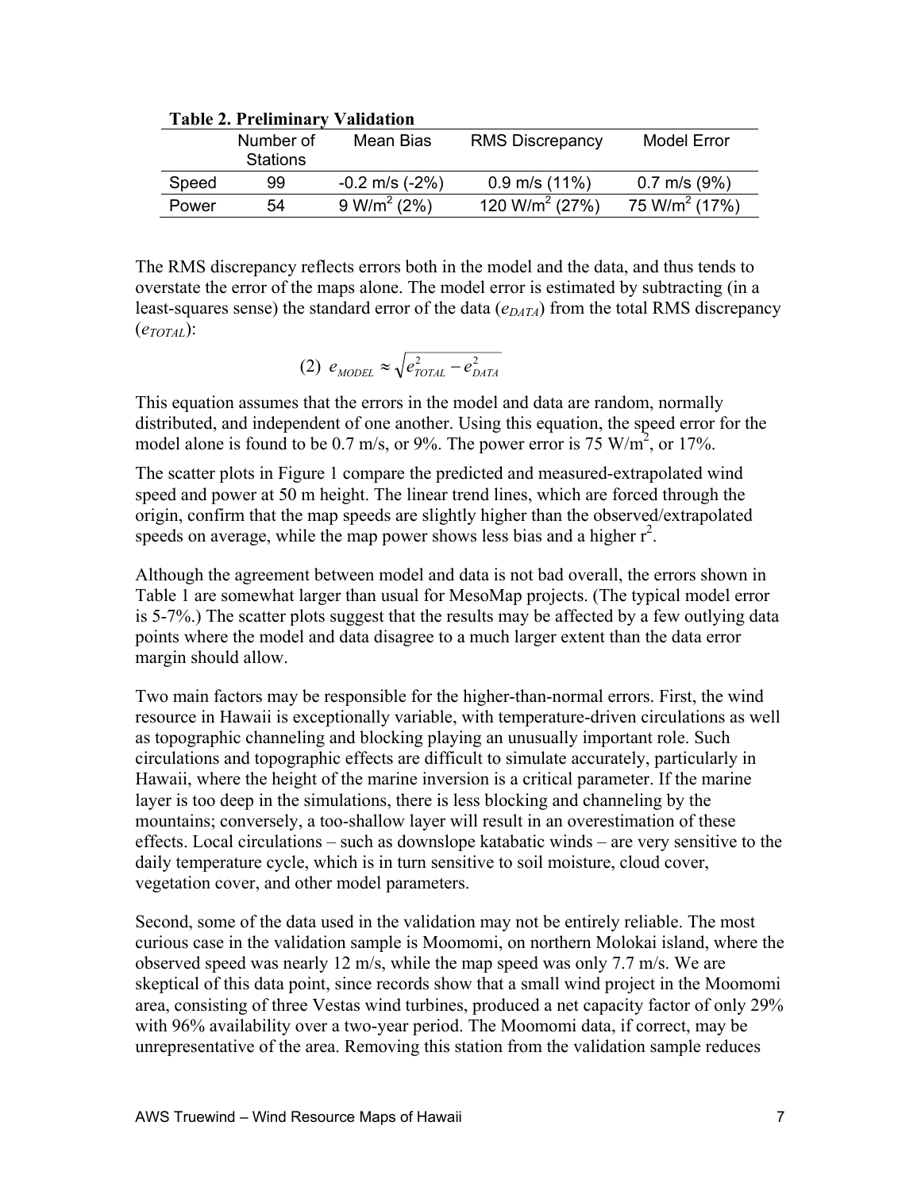**Table 2. Preliminary Validation**

| | Number of Stations | Mean Bias | RMS Discrepancy | Model Error |
|---|---|---|---|---|
| Speed | 99 | -0.2 m/s (-2%) | 0.9 m/s (11%) | 0.7 m/s (9%) |
| Power | 54 | 9 W/m$^2$ (2%) | 120 W/m$^2$ (27%) | 75 W/m$^2$ (17%) |

The RMS discrepancy reflects errors both in the model and the data, and thus tends to overstate the error of the maps alone. The model error is estimated by subtracting (in a least-squares sense) the standard error of the data ($e_{DATA}$) from the total RMS discrepancy ($e_{TOTAL}$):

$$(2)\ \ e_{MODEL} \approx \sqrt{e_{TOTAL}^2 - e_{DATA}^2}$$

This equation assumes that the errors in the model and data are random, normally distributed, and independent of one another. Using this equation, the speed error for the model alone is found to be 0.7 m/s, or 9%. The power error is 75 W/m$^2$, or 17%.

The scatter plots in Figure 1 compare the predicted and measured-extrapolated wind speed and power at 50 m height. The linear trend lines, which are forced through the origin, confirm that the map speeds are slightly higher than the observed/extrapolated speeds on average, while the map power shows less bias and a higher $r^2$.

Although the agreement between model and data is not bad overall, the errors shown in Table 1 are somewhat larger than usual for MesoMap projects. (The typical model error is 5-7%.) The scatter plots suggest that the results may be affected by a few outlying data points where the model and data disagree to a much larger extent than the data error margin should allow.

Two main factors may be responsible for the higher-than-normal errors. First, the wind resource in Hawaii is exceptionally variable, with temperature-driven circulations as well as topographic channeling and blocking playing an unusually important role. Such circulations and topographic effects are difficult to simulate accurately, particularly in Hawaii, where the height of the marine inversion is a critical parameter. If the marine layer is too deep in the simulations, there is less blocking and channeling by the mountains; conversely, a too-shallow layer will result in an overestimation of these effects. Local circulations – such as downslope katabatic winds – are very sensitive to the daily temperature cycle, which is in turn sensitive to soil moisture, cloud cover, vegetation cover, and other model parameters.

Second, some of the data used in the validation may not be entirely reliable. The most curious case in the validation sample is Moomomi, on northern Molokai island, where the observed speed was nearly 12 m/s, while the map speed was only 7.7 m/s. We are skeptical of this data point, since records show that a small wind project in the Moomomi area, consisting of three Vestas wind turbines, produced a net capacity factor of only 29% with 96% availability over a two-year period. The Moomomi data, if correct, may be unrepresentative of the area. Removing this station from the validation sample reduces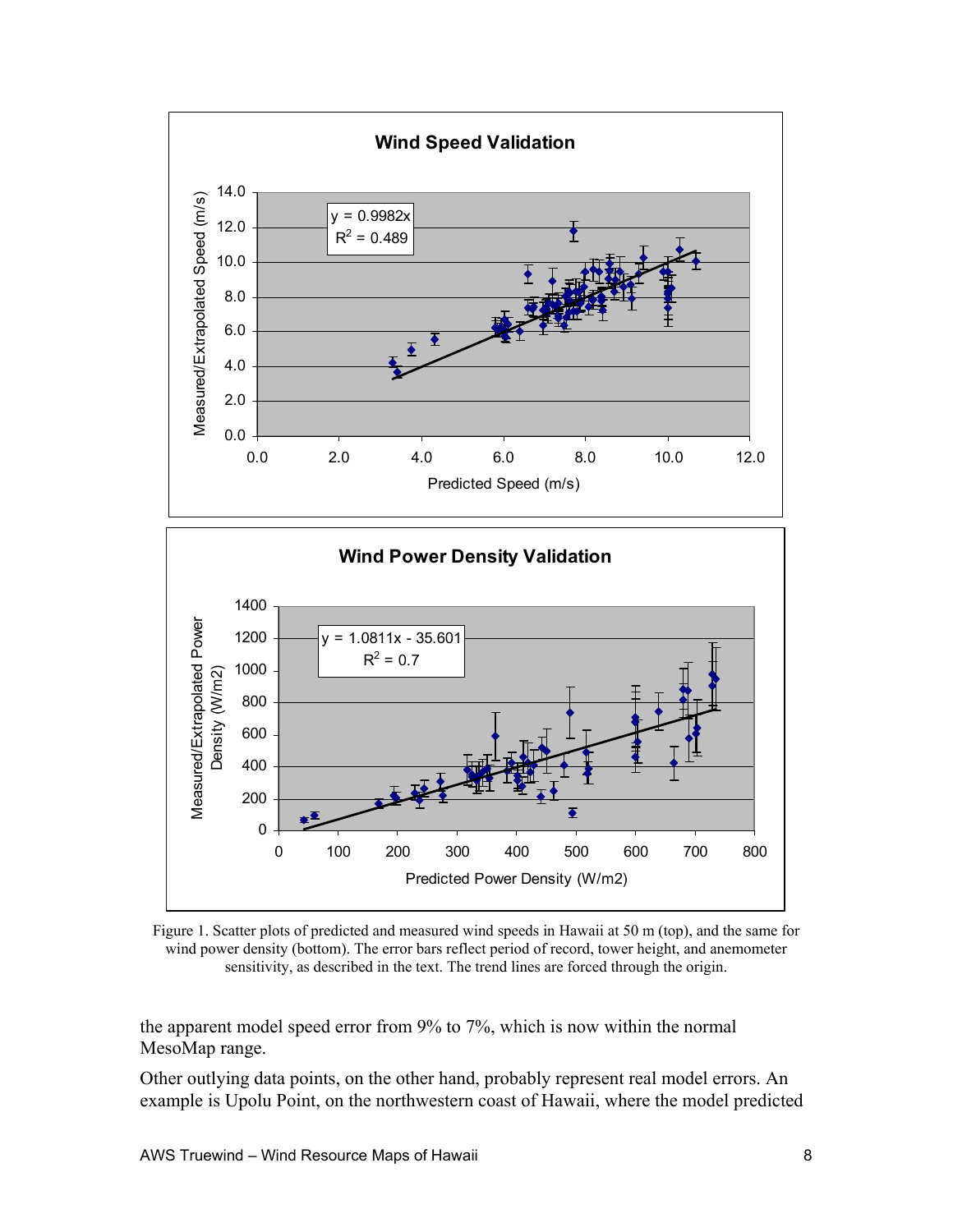Figure 1. Scatter plots of predicted and measured wind speeds in Hawaii at 50 m (top), and the same for wind power density (bottom). The error bars reflect period of record, tower height, and anemometer sensitivity, as described in the text. The trend lines are forced through the origin.

the apparent model speed error from 9% to 7%, which is now within the normal MesoMap range.

Other outlying data points, on the other hand, probably represent real model errors. An example is Upolu Point, on the northwestern coast of Hawaii, where the model predicted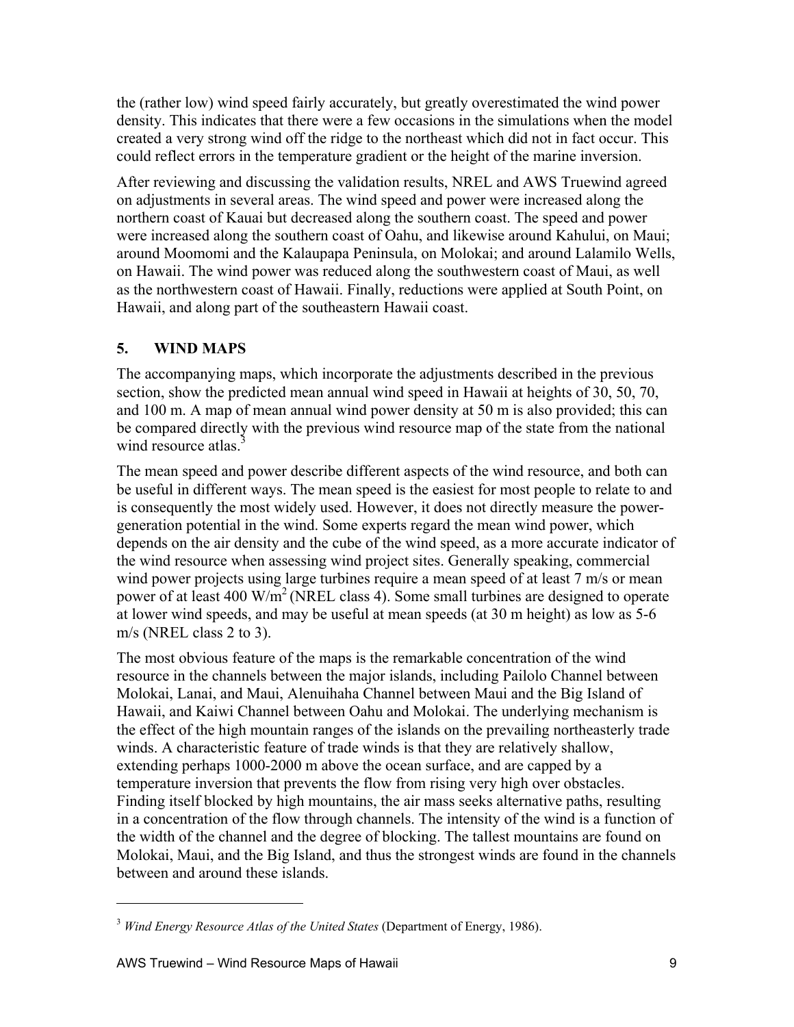the (rather low) wind speed fairly accurately, but greatly overestimated the wind power density. This indicates that there were a few occasions in the simulations when the model created a very strong wind off the ridge to the northeast which did not in fact occur. This could reflect errors in the temperature gradient or the height of the marine inversion.

After reviewing and discussing the validation results, NREL and AWS Truewind agreed on adjustments in several areas. The wind speed and power were increased along the northern coast of Kauai but decreased along the southern coast. The speed and power were increased along the southern coast of Oahu, and likewise around Kahului, on Maui; around Moomomi and the Kalaupapa Peninsula, on Molokai; and around Lalamilo Wells, on Hawaii. The wind power was reduced along the southwestern coast of Maui, as well as the northwestern coast of Hawaii. Finally, reductions were applied at South Point, on Hawaii, and along part of the southeastern Hawaii coast.

## 5. WIND MAPS

The accompanying maps, which incorporate the adjustments described in the previous section, show the predicted mean annual wind speed in Hawaii at heights of 30, 50, 70, and 100 m. A map of mean annual wind power density at 50 m is also provided; this can be compared directly with the previous wind resource map of the state from the national wind resource atlas.[3]

The mean speed and power describe different aspects of the wind resource, and both can be useful in different ways. The mean speed is the easiest for most people to relate to and is consequently the most widely used. However, it does not directly measure the power-generation potential in the wind. Some experts regard the mean wind power, which depends on the air density and the cube of the wind speed, as a more accurate indicator of the wind resource when assessing wind project sites. Generally speaking, commercial wind power projects using large turbines require a mean speed of at least 7 m/s or mean power of at least 400 W/m$^2$ (NREL class 4). Some small turbines are designed to operate at lower wind speeds, and may be useful at mean speeds (at 30 m height) as low as 5-6 m/s (NREL class 2 to 3).

The most obvious feature of the maps is the remarkable concentration of the wind resource in the channels between the major islands, including Pailolo Channel between Molokai, Lanai, and Maui, Alenuihaha Channel between Maui and the Big Island of Hawaii, and Kaiwi Channel between Oahu and Molokai. The underlying mechanism is the effect of the high mountain ranges of the islands on the prevailing northeasterly trade winds. A characteristic feature of trade winds is that they are relatively shallow, extending perhaps 1000-2000 m above the ocean surface, and are capped by a temperature inversion that prevents the flow from rising very high over obstacles. Finding itself blocked by high mountains, the air mass seeks alternative paths, resulting in a concentration of the flow through channels. The intensity of the wind is a function of the width of the channel and the degree of blocking. The tallest mountains are found on Molokai, Maui, and the Big Island, and thus the strongest winds are found in the channels between and around these islands.

---

[3] *Wind Energy Resource Atlas of the United States* (Department of Energy, 1986).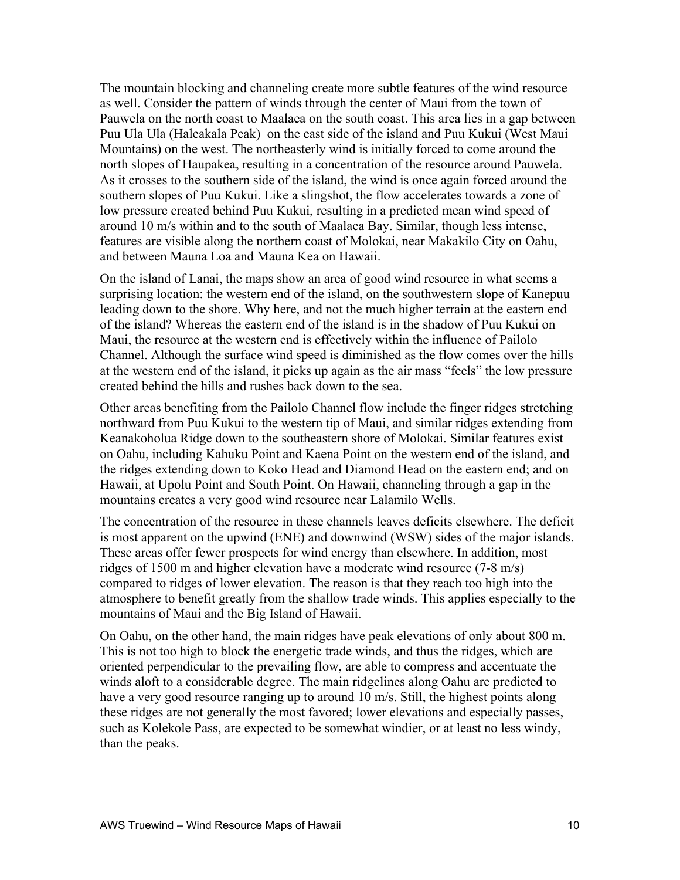The mountain blocking and channeling create more subtle features of the wind resource as well. Consider the pattern of winds through the center of Maui from the town of Pauwela on the north coast to Maalaea on the south coast. This area lies in a gap between Puu Ula Ula (Haleakala Peak) on the east side of the island and Puu Kukui (West Maui Mountains) on the west. The northeasterly wind is initially forced to come around the north slopes of Haupakea, resulting in a concentration of the resource around Pauwela. As it crosses to the southern side of the island, the wind is once again forced around the southern slopes of Puu Kukui. Like a slingshot, the flow accelerates towards a zone of low pressure created behind Puu Kukui, resulting in a predicted mean wind speed of around 10 m/s within and to the south of Maalaea Bay. Similar, though less intense, features are visible along the northern coast of Molokai, near Makakilo City on Oahu, and between Mauna Loa and Mauna Kea on Hawaii.

On the island of Lanai, the maps show an area of good wind resource in what seems a surprising location: the western end of the island, on the southwestern slope of Kanepuu leading down to the shore. Why here, and not the much higher terrain at the eastern end of the island? Whereas the eastern end of the island is in the shadow of Puu Kukui on Maui, the resource at the western end is effectively within the influence of Pailolo Channel. Although the surface wind speed is diminished as the flow comes over the hills at the western end of the island, it picks up again as the air mass "feels" the low pressure created behind the hills and rushes back down to the sea.

Other areas benefiting from the Pailolo Channel flow include the finger ridges stretching northward from Puu Kukui to the western tip of Maui, and similar ridges extending from Keanakoholua Ridge down to the southeastern shore of Molokai. Similar features exist on Oahu, including Kahuku Point and Kaena Point on the western end of the island, and the ridges extending down to Koko Head and Diamond Head on the eastern end; and on Hawaii, at Upolu Point and South Point. On Hawaii, channeling through a gap in the mountains creates a very good wind resource near Lalamilo Wells.

The concentration of the resource in these channels leaves deficits elsewhere. The deficit is most apparent on the upwind (ENE) and downwind (WSW) sides of the major islands. These areas offer fewer prospects for wind energy than elsewhere. In addition, most ridges of 1500 m and higher elevation have a moderate wind resource (7-8 m/s) compared to ridges of lower elevation. The reason is that they reach too high into the atmosphere to benefit greatly from the shallow trade winds. This applies especially to the mountains of Maui and the Big Island of Hawaii.

On Oahu, on the other hand, the main ridges have peak elevations of only about 800 m. This is not too high to block the energetic trade winds, and thus the ridges, which are oriented perpendicular to the prevailing flow, are able to compress and accentuate the winds aloft to a considerable degree. The main ridgelines along Oahu are predicted to have a very good resource ranging up to around 10 m/s. Still, the highest points along these ridges are not generally the most favored; lower elevations and especially passes, such as Kolekole Pass, are expected to be somewhat windier, or at least no less windy, than the peaks.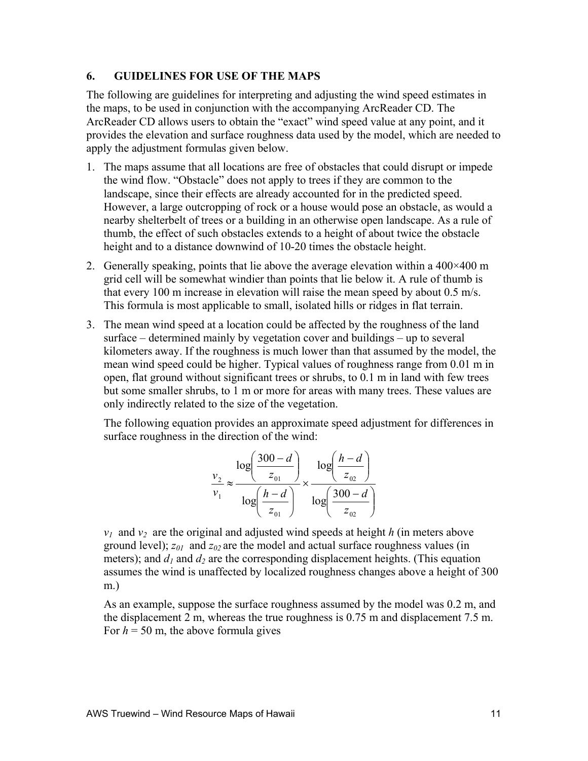## 6. GUIDELINES FOR USE OF THE MAPS

The following are guidelines for interpreting and adjusting the wind speed estimates in the maps, to be used in conjunction with the accompanying ArcReader CD. The ArcReader CD allows users to obtain the "exact" wind speed value at any point, and it provides the elevation and surface roughness data used by the model, which are needed to apply the adjustment formulas given below.

1. The maps assume that all locations are free of obstacles that could disrupt or impede the wind flow. "Obstacle" does not apply to trees if they are common to the landscape, since their effects are already accounted for in the predicted speed. However, a large outcropping of rock or a house would pose an obstacle, as would a nearby shelterbelt of trees or a building in an otherwise open landscape. As a rule of thumb, the effect of such obstacles extends to a height of about twice the obstacle height and to a distance downwind of 10-20 times the obstacle height.

2. Generally speaking, points that lie above the average elevation within a 400×400 m grid cell will be somewhat windier than points that lie below it. A rule of thumb is that every 100 m increase in elevation will raise the mean speed by about 0.5 m/s. This formula is most applicable to small, isolated hills or ridges in flat terrain.

3. The mean wind speed at a location could be affected by the roughness of the land surface – determined mainly by vegetation cover and buildings – up to several kilometers away. If the roughness is much lower than that assumed by the model, the mean wind speed could be higher. Typical values of roughness range from 0.01 m in open, flat ground without significant trees or shrubs, to 0.1 m in land with few trees but some smaller shrubs, to 1 m or more for areas with many trees. These values are only indirectly related to the size of the vegetation.

   The following equation provides an approximate speed adjustment for differences in surface roughness in the direction of the wind:

$$\frac{v_2}{v_1} \approx \frac{\log\left(\frac{300-d}{z_{01}}\right)}{\log\left(\frac{h-d}{z_{01}}\right)} \times \frac{\log\left(\frac{h-d}{z_{02}}\right)}{\log\left(\frac{300-d}{z_{02}}\right)}$$

   $v_1$ and $v_2$ are the original and adjusted wind speeds at height $h$ (in meters above ground level); $z_{01}$ and $z_{02}$ are the model and actual surface roughness values (in meters); and $d_1$ and $d_2$ are the corresponding displacement heights. (This equation assumes the wind is unaffected by localized roughness changes above a height of 300 m.)

   As an example, suppose the surface roughness assumed by the model was 0.2 m, and the displacement 2 m, whereas the true roughness is 0.75 m and displacement 7.5 m. For $h$ = 50 m, the above formula gives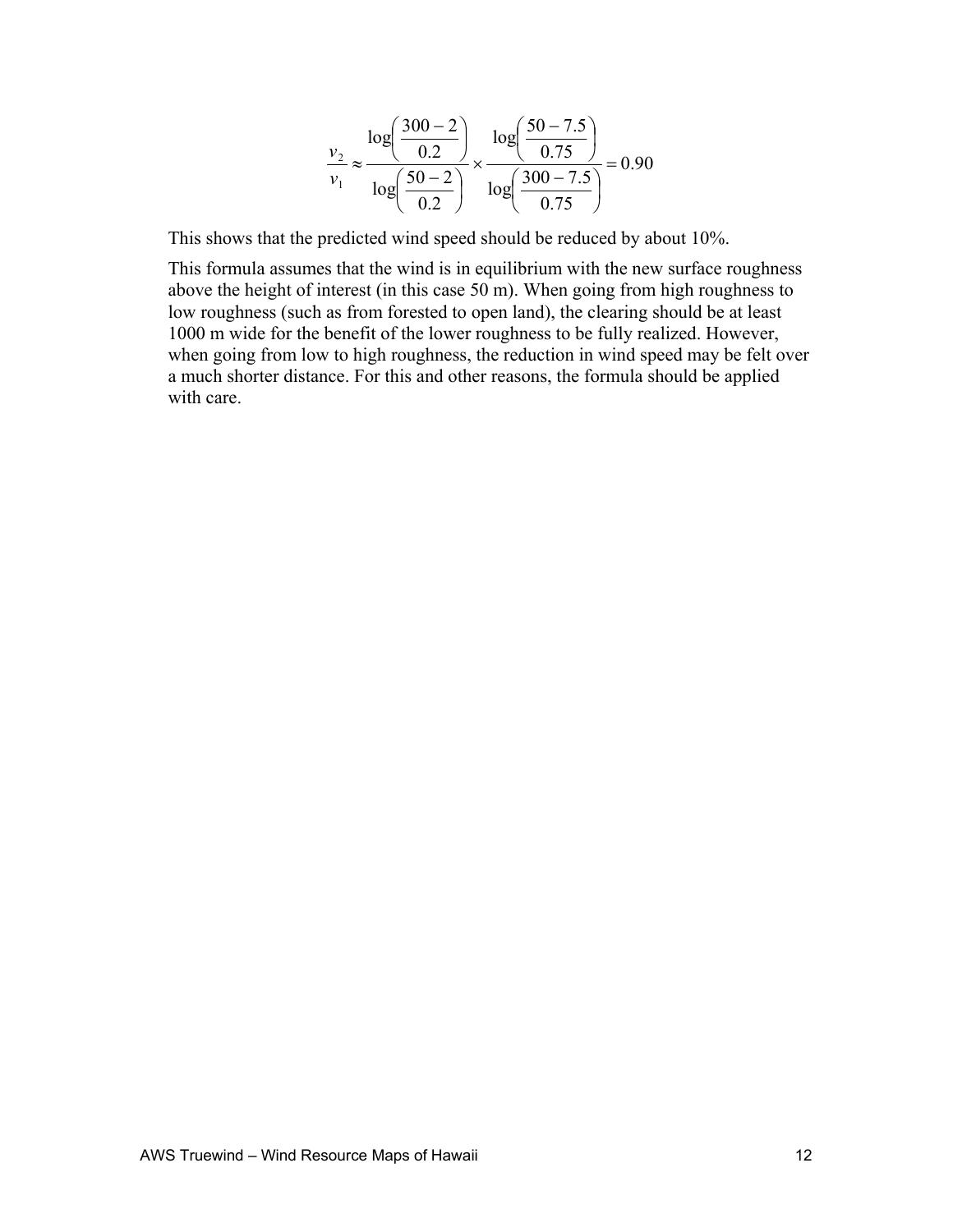$$\frac{v_2}{v_1} \approx \frac{\log\left(\dfrac{300-2}{0.2}\right)}{\log\left(\dfrac{50-2}{0.2}\right)} \times \frac{\log\left(\dfrac{50-7.5}{0.75}\right)}{\log\left(\dfrac{300-7.5}{0.75}\right)} = 0.90$$

This shows that the predicted wind speed should be reduced by about 10%.

This formula assumes that the wind is in equilibrium with the new surface roughness above the height of interest (in this case 50 m). When going from high roughness to low roughness (such as from forested to open land), the clearing should be at least 1000 m wide for the benefit of the lower roughness to be fully realized. However, when going from low to high roughness, the reduction in wind speed may be felt over a much shorter distance. For this and other reasons, the formula should be applied with care.